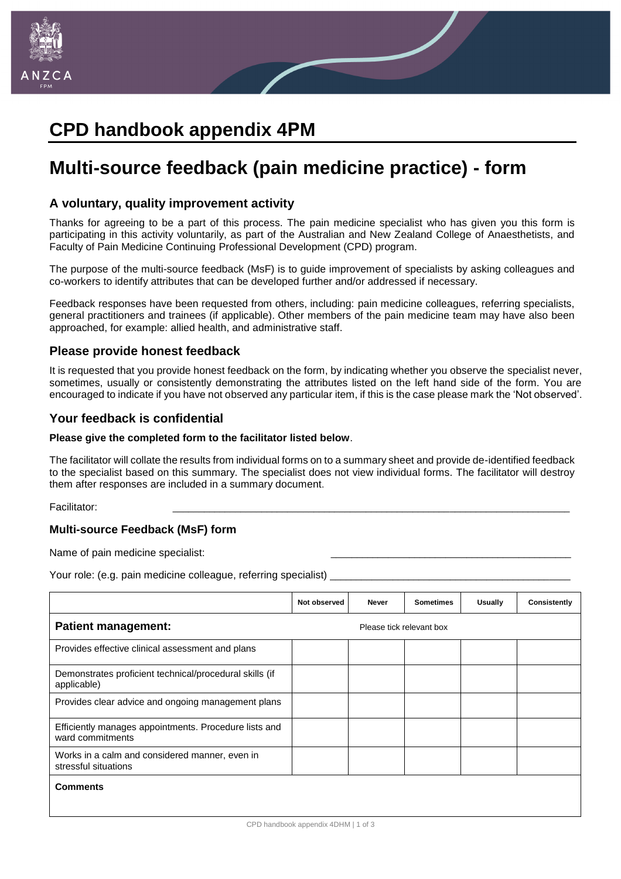# CPD handbook appendix 4PM

# Multi-source feedback (pain medicine practice) - form

## A voluntary, quality improvement activity

Thanks for agreeing to be a part of this process. The pain medicine specialist who has given you this form is participating in this activity voluntarily, as part of the Australian and New Zealand College of Anaesthetists, and Faculty of Pain Medicine Continuing Professional Development (CPD) program.

The purpose of the multi-source feedback (MsF) is to guide improvement of specialists by asking colleagues and co-workers to identify attributes that can be developed further and/or addressed if necessary.

Feedback responses have been requested from others, including: pain medicine colleagues, referring specialists, general practitioners and trainees (if applicable). Other members of the pain medicine team may have also been approached, for example: allied health, and administrative staff.

## Please provide honest feedback

It is requested that you provide honest feedback on the form, by indicating whether you observe the specialist never, sometimes, usually or consistently demonstrating the attributes listed on the left hand side of the form. You are encouraged to indicate if you have not observed any particular item, if this is the case please mark the 'Not observed'.

## Your feedback is confidential

**Please give the completed form to the facilitator listed below**.

The facilitator will collate the results from individual forms on to a summary sheet and provide de-identified feedback to the specialist based on this summary. The specialist does not view individual forms. The facilitator will destroy them after responses are included in a summary document.

Facilitator: ____________________________________________

### Multi-source Feedback (MsF) form

Name of pain medicine specialist: ____________________________________________

Your role: (e.g. pain medicine colleague, referring specialist) ____________________________________________

| | Not observed | Never | Sometimes | Usually | Consistently |
|---|---|---|---|---|---|
| **Patient management:** | Please tick relevant box | | | | |
| Provides effective clinical assessment and plans | | | | | |
| Demonstrates proficient technical/procedural skills (if applicable) | | | | | |
| Provides clear advice and ongoing management plans | | | | | |
| Efficiently manages appointments. Procedure lists and ward commitments | | | | | |
| Works in a calm and considered manner, even in stressful situations | | | | | |
| **Comments** | | | | | |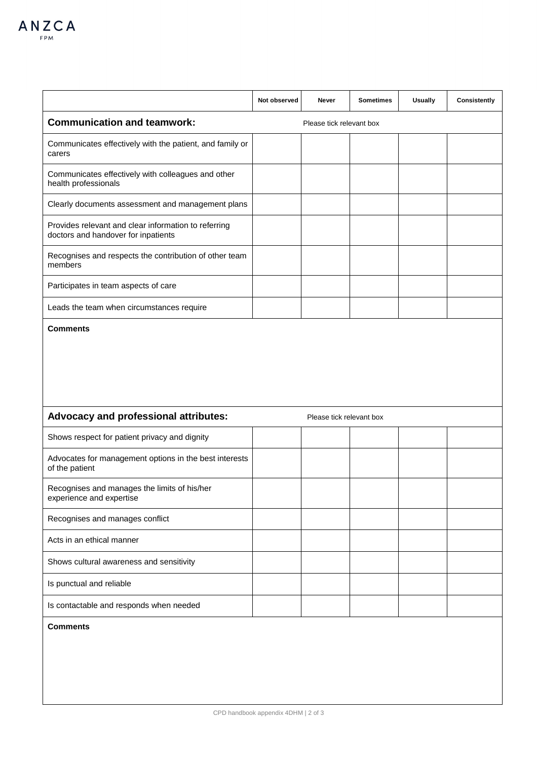| | Not observed | Never | Sometimes | Usually | Consistently |
|---|---|---|---|---|---|
| **Communication and teamwork:** Please tick relevant box | | | | | |
| Communicates effectively with the patient, and family or carers | | | | | |
| Communicates effectively with colleagues and other health professionals | | | | | |
| Clearly documents assessment and management plans | | | | | |
| Provides relevant and clear information to referring doctors and handover for inpatients | | | | | |
| Recognises and respects the contribution of other team members | | | | | |
| Participates in team aspects of care | | | | | |
| Leads the team when circumstances require | | | | | |
| **Comments** | | | | | |
| **Advocacy and professional attributes:** Please tick relevant box | | | | | |
| Shows respect for patient privacy and dignity | | | | | |
| Advocates for management options in the best interests of the patient | | | | | |
| Recognises and manages the limits of his/her experience and expertise | | | | | |
| Recognises and manages conflict | | | | | |
| Acts in an ethical manner | | | | | |
| Shows cultural awareness and sensitivity | | | | | |
| Is punctual and reliable | | | | | |
| Is contactable and responds when needed | | | | | |
| **Comments** | | | | | |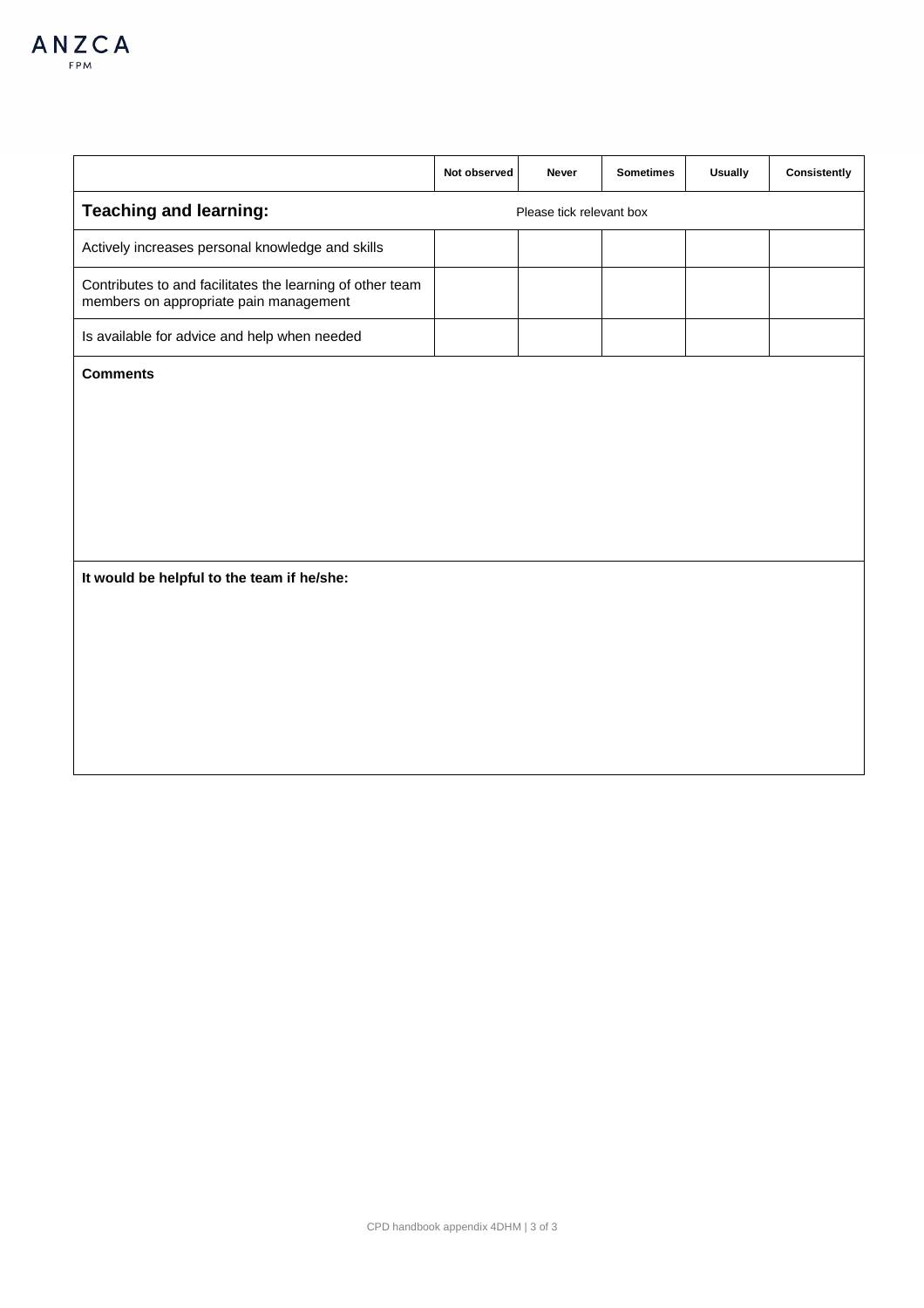| | Not observed | Never | Sometimes | Usually | Consistently |
|---|---|---|---|---|---|
| **Teaching and learning:** Please tick relevant box | | | | | |
| Actively increases personal knowledge and skills | | | | | |
| Contributes to and facilitates the learning of other team members on appropriate pain management | | | | | |
| Is available for advice and help when needed | | | | | |

**Comments**

**It would be helpful to the team if he/she:**